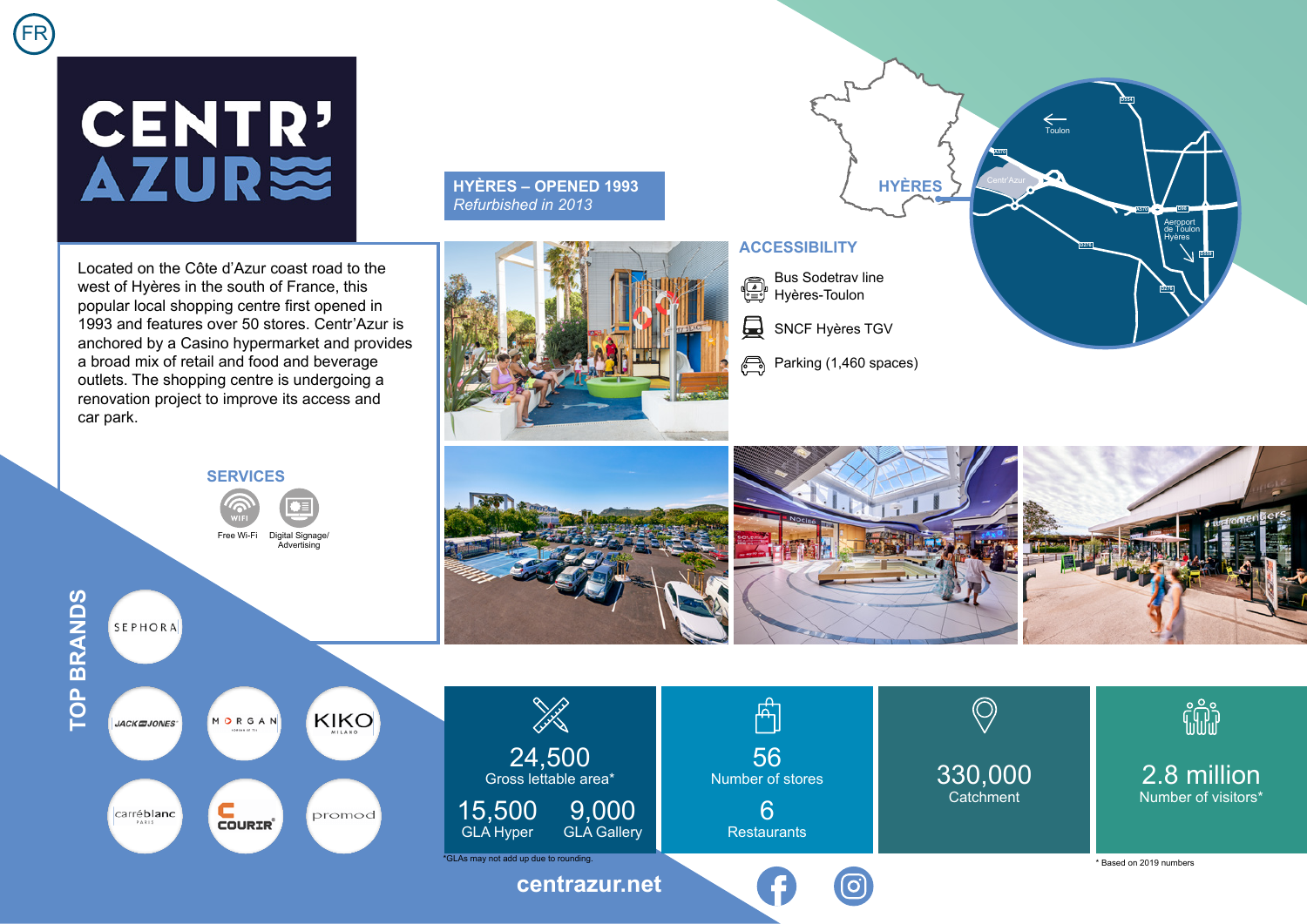FR

# CENTR'AZUR

Located on the Côte d'Azur coast road to the west of Hyères in the south of France, this popular local shopping centre first opened in 1993 and features over 50 stores. Centr'Azur is anchored by a Casino hypermarket and provides a broad mix of retail and food and beverage outlets. The shopping centre is undergoing a renovation project to improve its access and car park.

## HYÈRES – OPENED 1993

*Refurbished in 2013*

HYÈRES

Toulon

Centr'Azur

Aeroport de Toulon Hyères

## ACCESSIBILITY

- Bus Sodetrav line Hyères-Toulon
- SNCF Hyères TGV
- Parking (1,460 spaces)

## SERVICES

- Free Wi-Fi
- Digital Signage/ Advertising

## TOP BRANDS

SEPHORA, JACK & JONES, MORGAN, KIKO MILANO, carréblanc PARIS, COURIR, promod

**24,500**
Gross lettable area*

**15,500**
GLA Hyper

**9,000**
GLA Gallery

**56**
Number of stores

**6**
Restaurants

**330,000**
Catchment

**2.8 million**
Number of visitors*

*GLAs may not add up due to rounding.

* Based on 2019 numbers

centrazur.net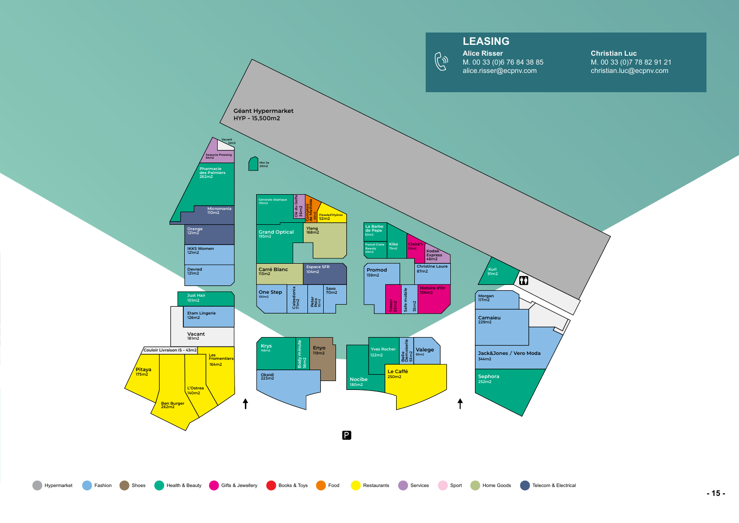## LEASING

**Alice Risser**
M. 00 33 (0)6 76 84 38 85
alice.risser@ecpnv.com

**Christian Luc**
M. 00 33 (0)7 78 82 91 21
christian.luc@ecpnv.com

Géant Hypermarket
HYP - 15,500m2

Vacant 14m2
Sequoia Pressing 64m2
Pharmacie des Palmiers 262m2
Micromania 110m2
Orange 121m2
IKKS Women 121m2
Devred 121m2
Just Hair 101m2
Etam Lingerie 126m2
Vacant 181m2
Couloir Livraison IS - 43m2
Les Fromentiers 164m2
Pitaya 175m2
L'Ostrea 140m2
Ben Burger 262m2

Moi Je 20m2

Générale d'optique 135m2
Clé du Golfe 36m2
Comptoir de Mathilde 40m2
Pissaled'Hyères 52m2
Grand Optical 195m2
Ylang 168m2
Carré Blanc 113m2
Espace SFR 104m2
One Step 100m2
Calzedonia 71m2
Peter Pelo 55m2
Saxo 70m2

La Barbe de Papa 50m2
Pascal Coste Beauty 49m2
Kiko 75m2
Claire's 53m2
Kodak Express 46m2
Promod 159m2
Christine Laure 87m2
Trésor 55m2
Safe mobile 55m2
Histoire d'Or 106m2

Krys 148m2
Body minute 56m2
Enyo 119m2
Okaidi 223m2

Nocibe 180m2
Yves Rocher 122m2
Belle Demoiselle 53m2
Valege 85m2
Le Caffé 250m2

Kurl 91m2
Morgan 117m2
Camaieu 229m2
Jack&Jones / Vero Moda 344m2
Sephora 252m2

P

Hypermarket · Fashion · Shoes · Health & Beauty · Gifts & Jewellery · Books & Toys · Food · Restaurants · Services · Sport · Home Goods · Telecom & Electrical